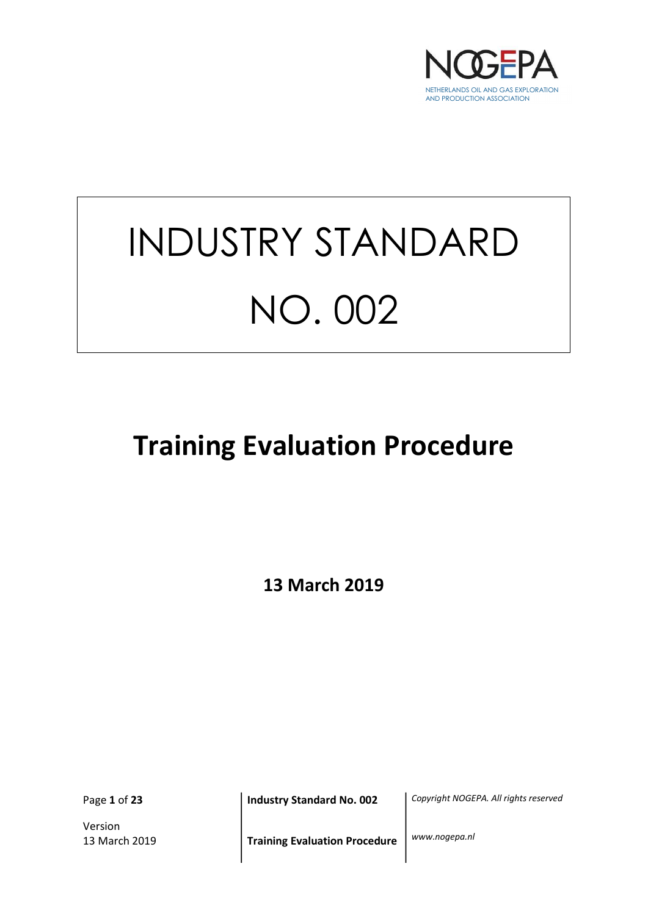NOGEPA

NETHERLANDS OIL AND GAS EXPLORATION AND PRODUCTION ASSOCIATION

# INDUSTRY STANDARD NO. 002

# Training Evaluation Procedure

**13 March 2019**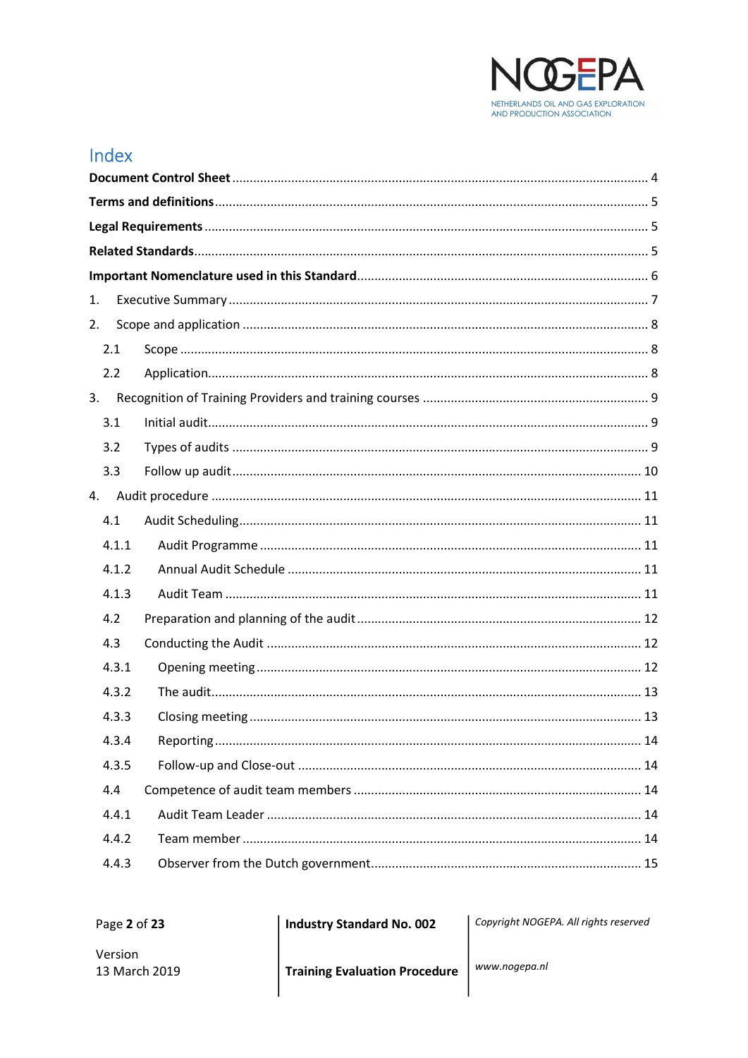# Index

**Document Control Sheet** ........................................................................................................ 4

**Terms and definitions** ............................................................................................................ 5

**Legal Requirements** ............................................................................................................... 5

**Related Standards** .................................................................................................................. 5

**Important Nomenclature used in this Standard** ..................................................................... 6

1. Executive Summary ............................................................................................................ 7

2. Scope and application ......................................................................................................... 8

   2.1 Scope ............................................................................................................................ 8

   2.2 Application ................................................................................................................... 8

3. Recognition of Training Providers and training courses ........................................................ 9

   3.1 Initial audit .................................................................................................................... 9

   3.2 Types of audits .............................................................................................................. 9

   3.3 Follow up audit ............................................................................................................ 10

4. Audit procedure ................................................................................................................ 11

   4.1 Audit Scheduling .......................................................................................................... 11

   4.1.1 Audit Programme ..................................................................................................... 11

   4.1.2 Annual Audit Schedule ............................................................................................. 11

   4.1.3 Audit Team .............................................................................................................. 11

   4.2 Preparation and planning of the audit ........................................................................... 12

   4.3 Conducting the Audit .................................................................................................... 12

   4.3.1 Opening meeting ...................................................................................................... 12

   4.3.2 The audit .................................................................................................................. 13

   4.3.3 Closing meeting ........................................................................................................ 13

   4.3.4 Reporting ................................................................................................................. 14

   4.3.5 Follow-up and Close-out ........................................................................................... 14

   4.4 Competence of audit team members ............................................................................ 14

   4.4.1 Audit Team Leader ................................................................................................... 14

   4.4.2 Team member .......................................................................................................... 14

   4.4.3 Observer from the Dutch government ........................................................................ 15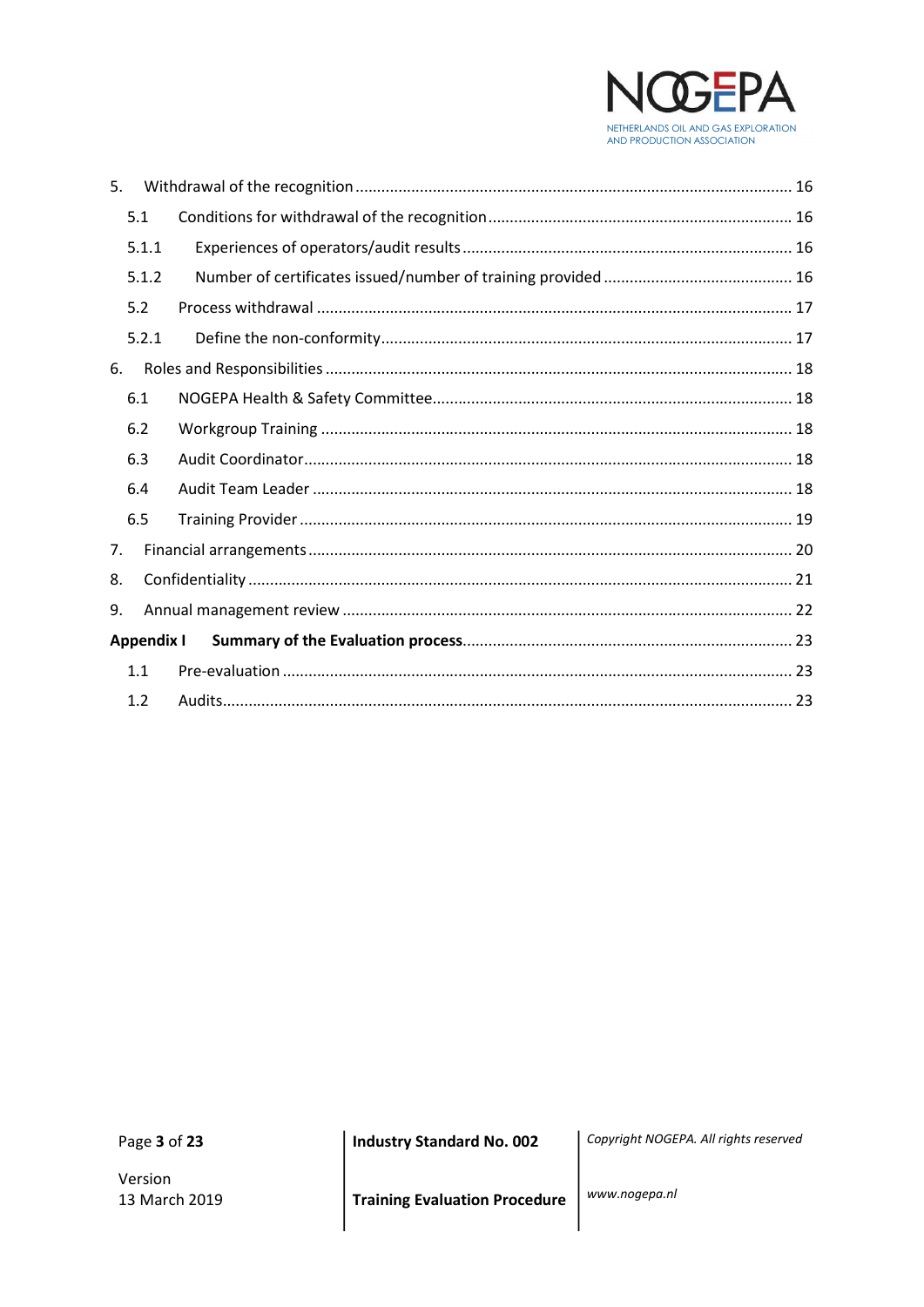| | | |
|---|---|---|
| 5. | Withdrawal of the recognition | 16 |
| 5.1 | Conditions for withdrawal of the recognition | 16 |
| 5.1.1 | Experiences of operators/audit results | 16 |
| 5.1.2 | Number of certificates issued/number of training provided | 16 |
| 5.2 | Process withdrawal | 17 |
| 5.2.1 | Define the non-conformity | 17 |
| 6. | Roles and Responsibilities | 18 |
| 6.1 | NOGEPA Health & Safety Committee | 18 |
| 6.2 | Workgroup Training | 18 |
| 6.3 | Audit Coordinator | 18 |
| 6.4 | Audit Team Leader | 18 |
| 6.5 | Training Provider | 19 |
| 7. | Financial arrangements | 20 |
| 8. | Confidentiality | 21 |
| 9. | Annual management review | 22 |
| **Appendix I** | **Summary of the Evaluation process** | 23 |
| 1.1 | Pre-evaluation | 23 |
| 1.2 | Audits | 23 |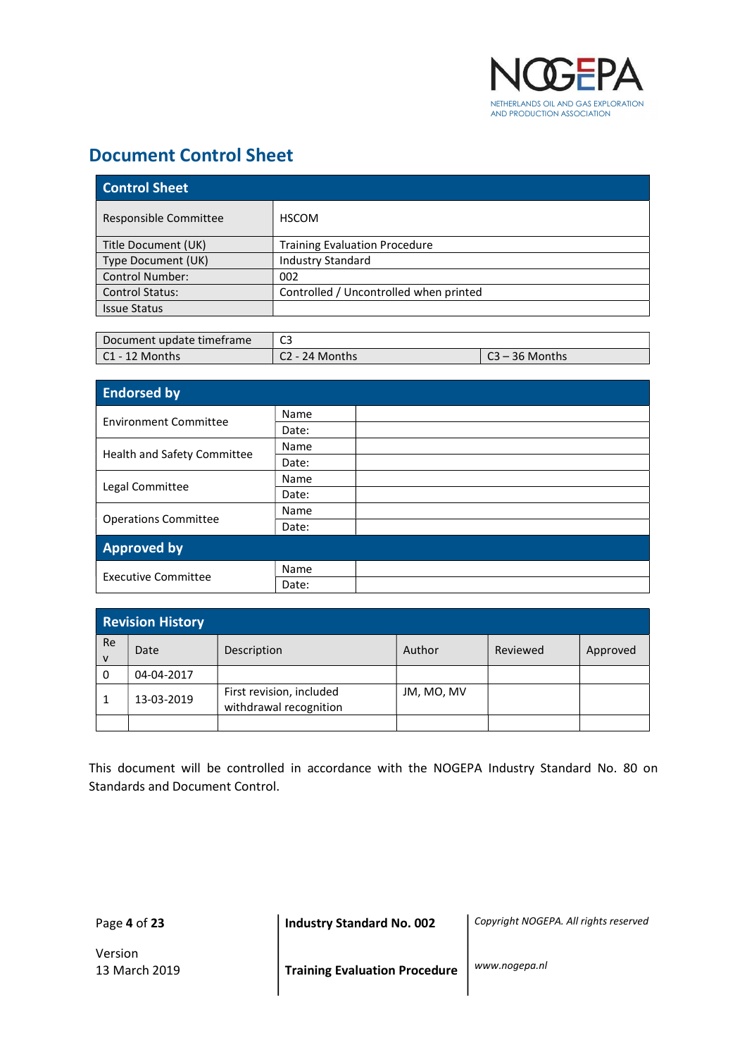# Document Control Sheet

| Control Sheet | | |
|---|---|---|
| Responsible Committee | HSCOM | |
| Title Document (UK) | Training Evaluation Procedure | |
| Type Document (UK) | Industry Standard | |
| Control Number: | 002 | |
| Control Status: | Controlled / Uncontrolled when printed | |
| Issue Status | | |

| Document update timeframe | C3 | |
|---|---|---|
| C1 - 12 Months | C2 - 24 Months | C3 – 36 Months |

| Endorsed by | | |
|---|---|---|
| Environment Committee | Name | |
| | Date: | |
| Health and Safety Committee | Name | |
| | Date: | |
| Legal Committee | Name | |
| | Date: | |
| Operations Committee | Name | |
| | Date: | |
| **Approved by** | | |
| Executive Committee | Name | |
| | Date: | |

| Rev | Date | Description | Author | Reviewed | Approved |
|---|---|---|---|---|---|
| 0 | 04-04-2017 | | | | |
| 1 | 13-03-2019 | First revision, included withdrawal recognition | JM, MO, MV | | |
| | | | | | |

This document will be controlled in accordance with the NOGEPA Industry Standard No. 80 on Standards and Document Control.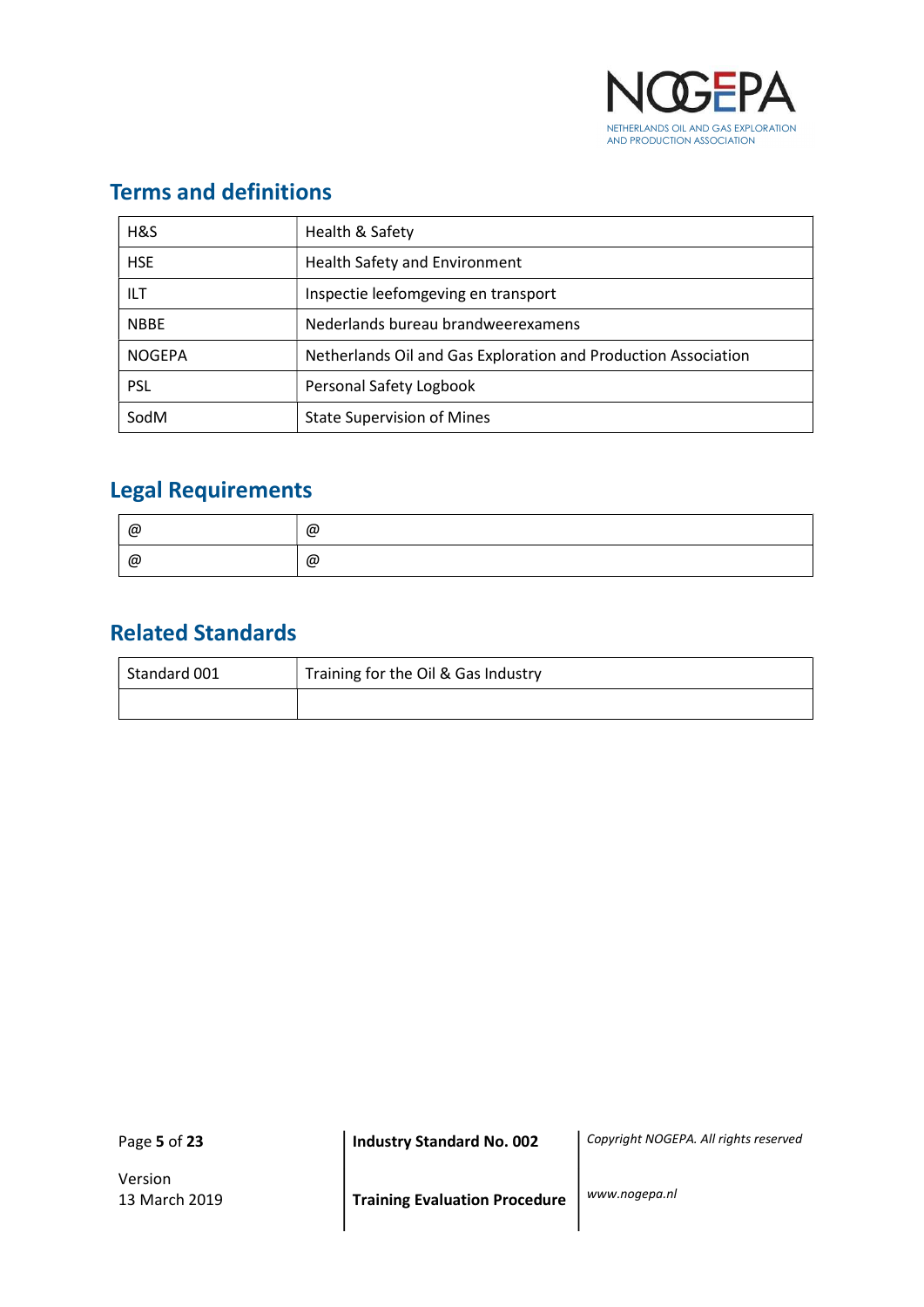## Terms and definitions

| | |
|---|---|
| H&S | Health & Safety |
| HSE | Health Safety and Environment |
| ILT | Inspectie leefomgeving en transport |
| NBBE | Nederlands bureau brandweerexamens |
| NOGEPA | Netherlands Oil and Gas Exploration and Production Association |
| PSL | Personal Safety Logbook |
| SodM | State Supervision of Mines |

## Legal Requirements

| | |
|---|---|
| @ | @ |
| @ | @ |

## Related Standards

| | |
|---|---|
| Standard 001 | Training for the Oil & Gas Industry |
| | |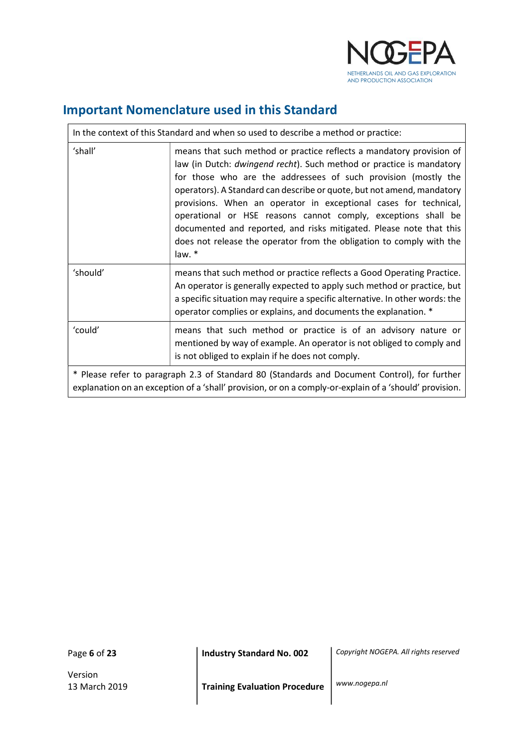## Important Nomenclature used in this Standard

| In the context of this Standard and when so used to describe a method or practice: | |
|---|---|
| 'shall' | means that such method or practice reflects a mandatory provision of law (in Dutch: *dwingend recht*). Such method or practice is mandatory for those who are the addressees of such provision (mostly the operators). A Standard can describe or quote, but not amend, mandatory provisions. When an operator in exceptional cases for technical, operational or HSE reasons cannot comply, exceptions shall be documented and reported, and risks mitigated. Please note that this does not release the operator from the obligation to comply with the law. * |
| 'should' | means that such method or practice reflects a Good Operating Practice. An operator is generally expected to apply such method or practice, but a specific situation may require a specific alternative. In other words: the operator complies or explains, and documents the explanation. * |
| 'could' | means that such method or practice is of an advisory nature or mentioned by way of example. An operator is not obliged to comply and is not obliged to explain if he does not comply. |
| * Please refer to paragraph 2.3 of Standard 80 (Standards and Document Control), for further explanation on an exception of a 'shall' provision, or on a comply-or-explain of a 'should' provision. | |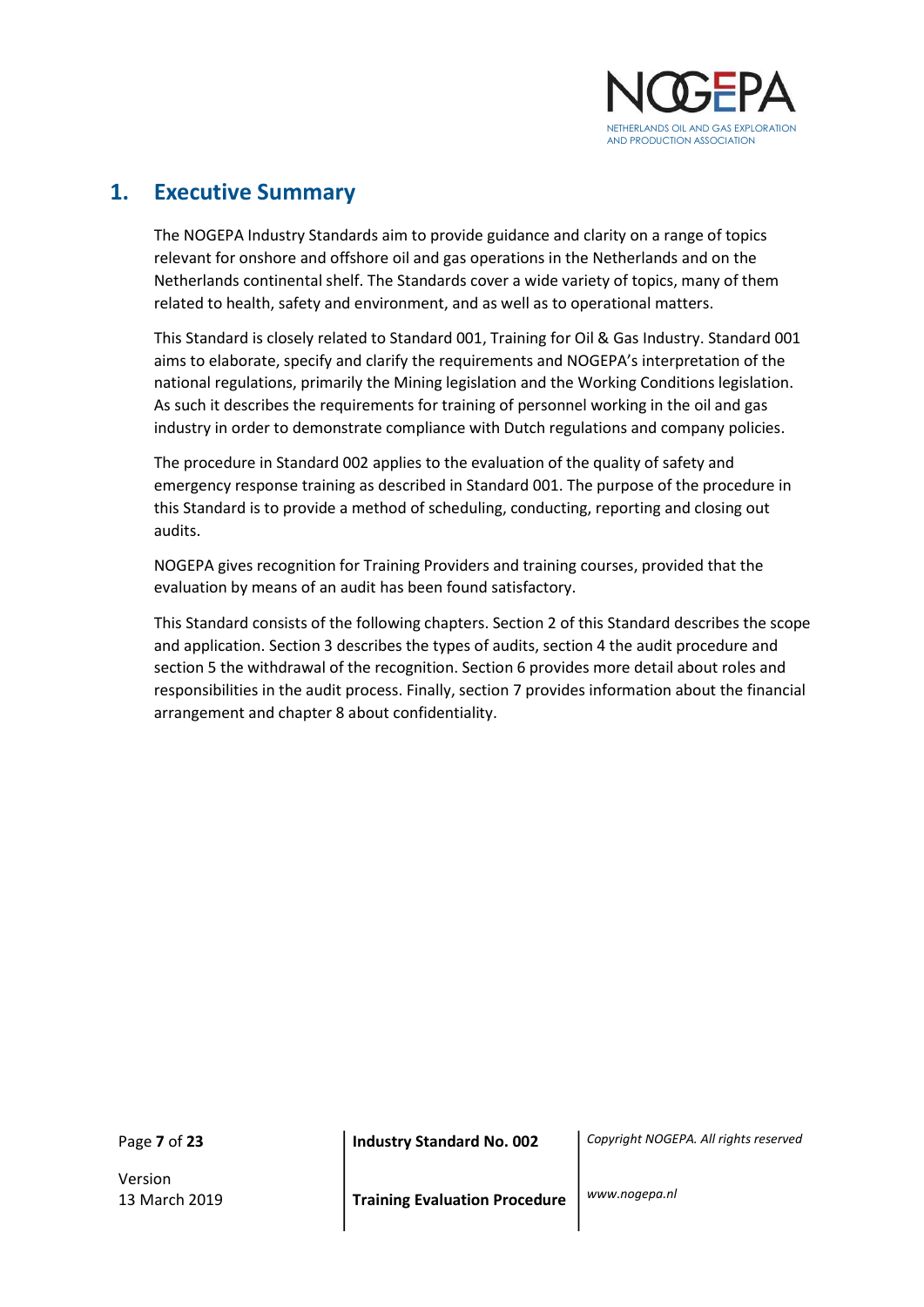# 1. Executive Summary

The NOGEPA Industry Standards aim to provide guidance and clarity on a range of topics relevant for onshore and offshore oil and gas operations in the Netherlands and on the Netherlands continental shelf. The Standards cover a wide variety of topics, many of them related to health, safety and environment, and as well as to operational matters.

This Standard is closely related to Standard 001, Training for Oil & Gas Industry. Standard 001 aims to elaborate, specify and clarify the requirements and NOGEPA's interpretation of the national regulations, primarily the Mining legislation and the Working Conditions legislation. As such it describes the requirements for training of personnel working in the oil and gas industry in order to demonstrate compliance with Dutch regulations and company policies.

The procedure in Standard 002 applies to the evaluation of the quality of safety and emergency response training as described in Standard 001. The purpose of the procedure in this Standard is to provide a method of scheduling, conducting, reporting and closing out audits.

NOGEPA gives recognition for Training Providers and training courses, provided that the evaluation by means of an audit has been found satisfactory.

This Standard consists of the following chapters. Section 2 of this Standard describes the scope and application. Section 3 describes the types of audits, section 4 the audit procedure and section 5 the withdrawal of the recognition. Section 6 provides more detail about roles and responsibilities in the audit process. Finally, section 7 provides information about the financial arrangement and chapter 8 about confidentiality.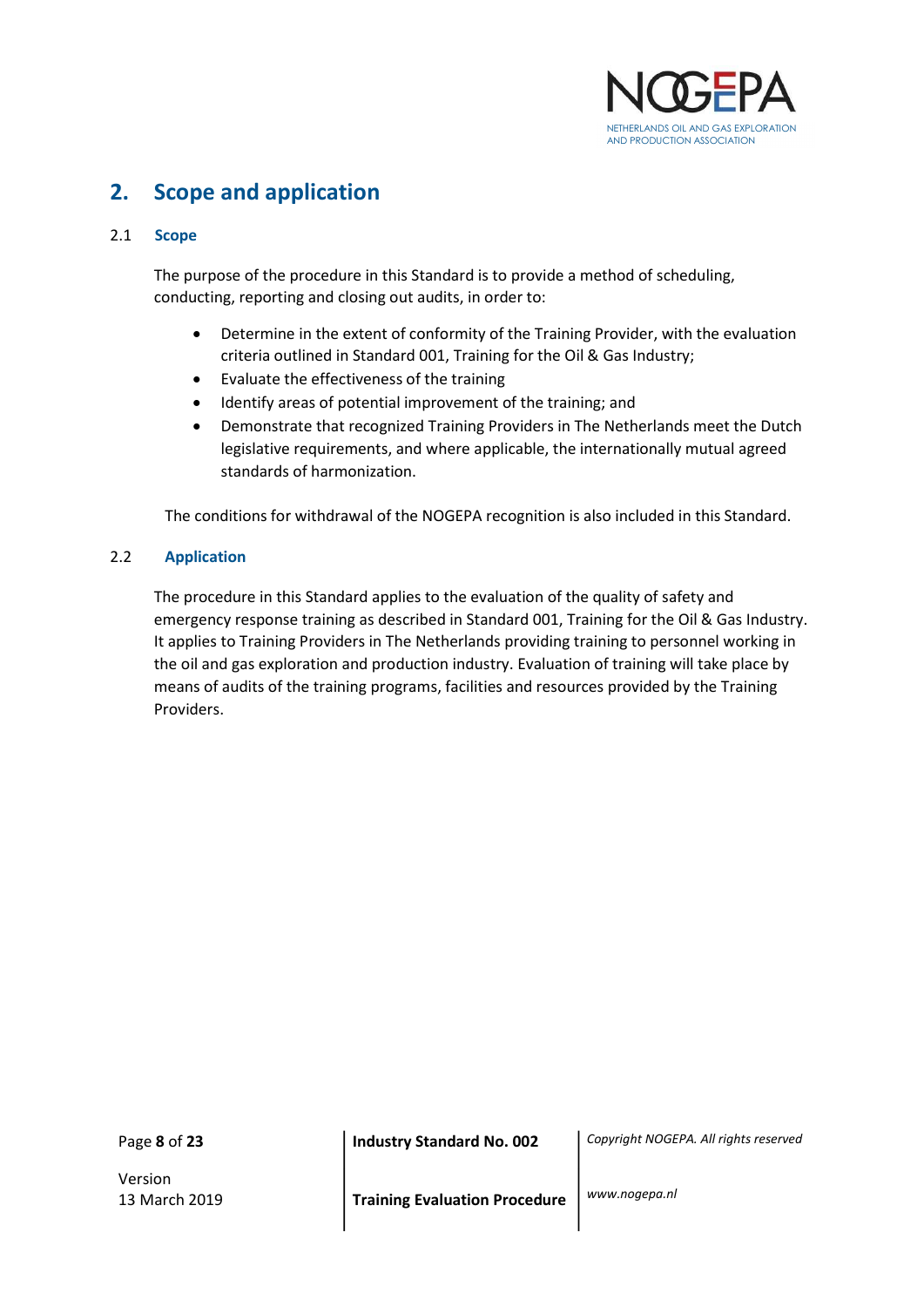## 2. Scope and application

### 2.1 Scope

The purpose of the procedure in this Standard is to provide a method of scheduling, conducting, reporting and closing out audits, in order to:

- Determine in the extent of conformity of the Training Provider, with the evaluation criteria outlined in Standard 001, Training for the Oil & Gas Industry;
- Evaluate the effectiveness of the training
- Identify areas of potential improvement of the training; and
- Demonstrate that recognized Training Providers in The Netherlands meet the Dutch legislative requirements, and where applicable, the internationally mutual agreed standards of harmonization.

The conditions for withdrawal of the NOGEPA recognition is also included in this Standard.

### 2.2 Application

The procedure in this Standard applies to the evaluation of the quality of safety and emergency response training as described in Standard 001, Training for the Oil & Gas Industry. It applies to Training Providers in The Netherlands providing training to personnel working in the oil and gas exploration and production industry. Evaluation of training will take place by means of audits of the training programs, facilities and resources provided by the Training Providers.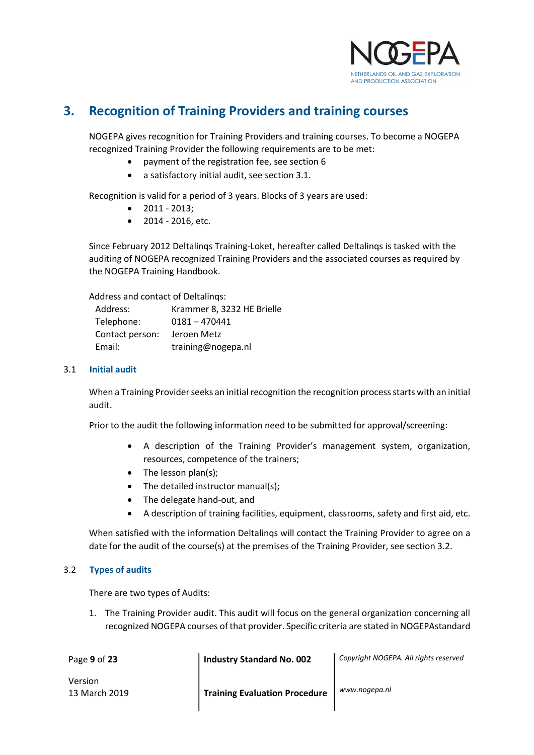# 3. Recognition of Training Providers and training courses

NOGEPA gives recognition for Training Providers and training courses. To become a NOGEPA recognized Training Provider the following requirements are to be met:

- payment of the registration fee, see section 6
- a satisfactory initial audit, see section 3.1.

Recognition is valid for a period of 3 years. Blocks of 3 years are used:

- 2011 - 2013;
- 2014 - 2016, etc.

Since February 2012 Deltalinqs Training-Loket, hereafter called Deltalinqs is tasked with the auditing of NOGEPA recognized Training Providers and the associated courses as required by the NOGEPA Training Handbook.

Address and contact of Deltalinqs:

| | |
|---|---|
| Address: | Krammer 8, 3232 HE Brielle |
| Telephone: | 0181 – 470441 |
| Contact person: | Jeroen Metz |
| Email: | training@nogepa.nl |

## 3.1 Initial audit

When a Training Provider seeks an initial recognition the recognition process starts with an initial audit.

Prior to the audit the following information need to be submitted for approval/screening:

- A description of the Training Provider's management system, organization, resources, competence of the trainers;
- The lesson plan(s);
- The detailed instructor manual(s);
- The delegate hand-out, and
- A description of training facilities, equipment, classrooms, safety and first aid, etc.

When satisfied with the information Deltalinqs will contact the Training Provider to agree on a date for the audit of the course(s) at the premises of the Training Provider, see section 3.2.

## 3.2 Types of audits

There are two types of Audits:

1. The Training Provider audit. This audit will focus on the general organization concerning all recognized NOGEPA courses of that provider. Specific criteria are stated in NOGEPAstandard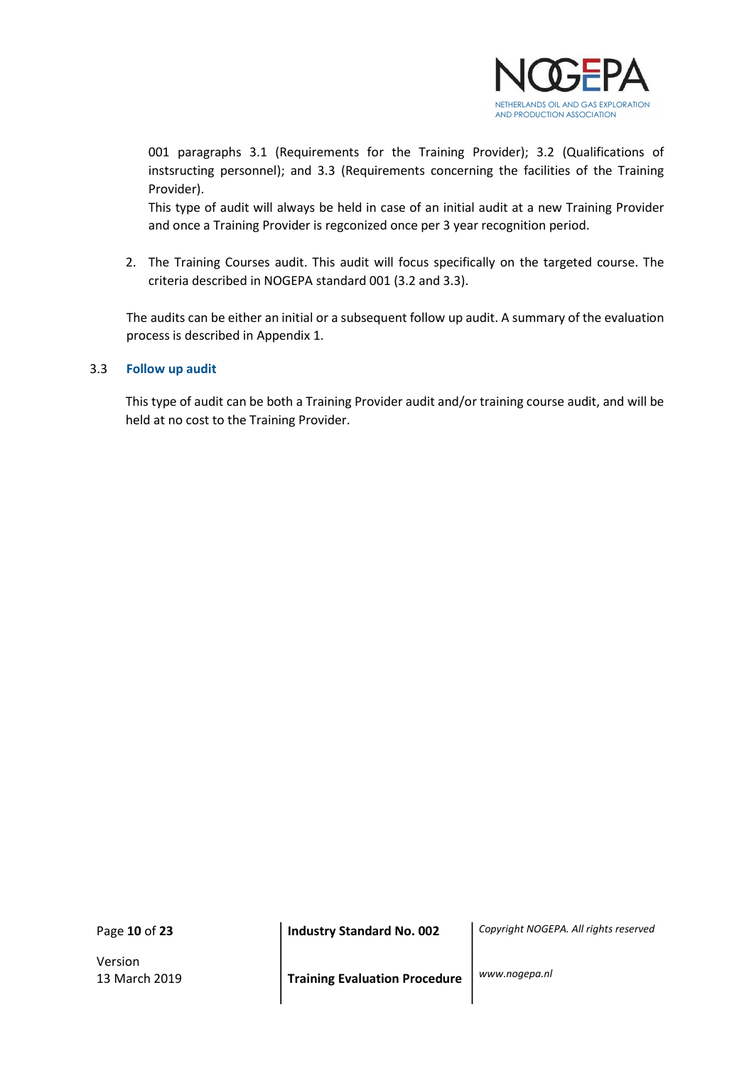001 paragraphs 3.1 (Requirements for the Training Provider); 3.2 (Qualifications of instsructing personnel); and 3.3 (Requirements concerning the facilities of the Training Provider).

This type of audit will always be held in case of an initial audit at a new Training Provider and once a Training Provider is regconized once per 3 year recognition period.

2. The Training Courses audit. This audit will focus specifically on the targeted course. The criteria described in NOGEPA standard 001 (3.2 and 3.3).

The audits can be either an initial or a subsequent follow up audit. A summary of the evaluation process is described in Appendix 1.

## 3.3 Follow up audit

This type of audit can be both a Training Provider audit and/or training course audit, and will be held at no cost to the Training Provider.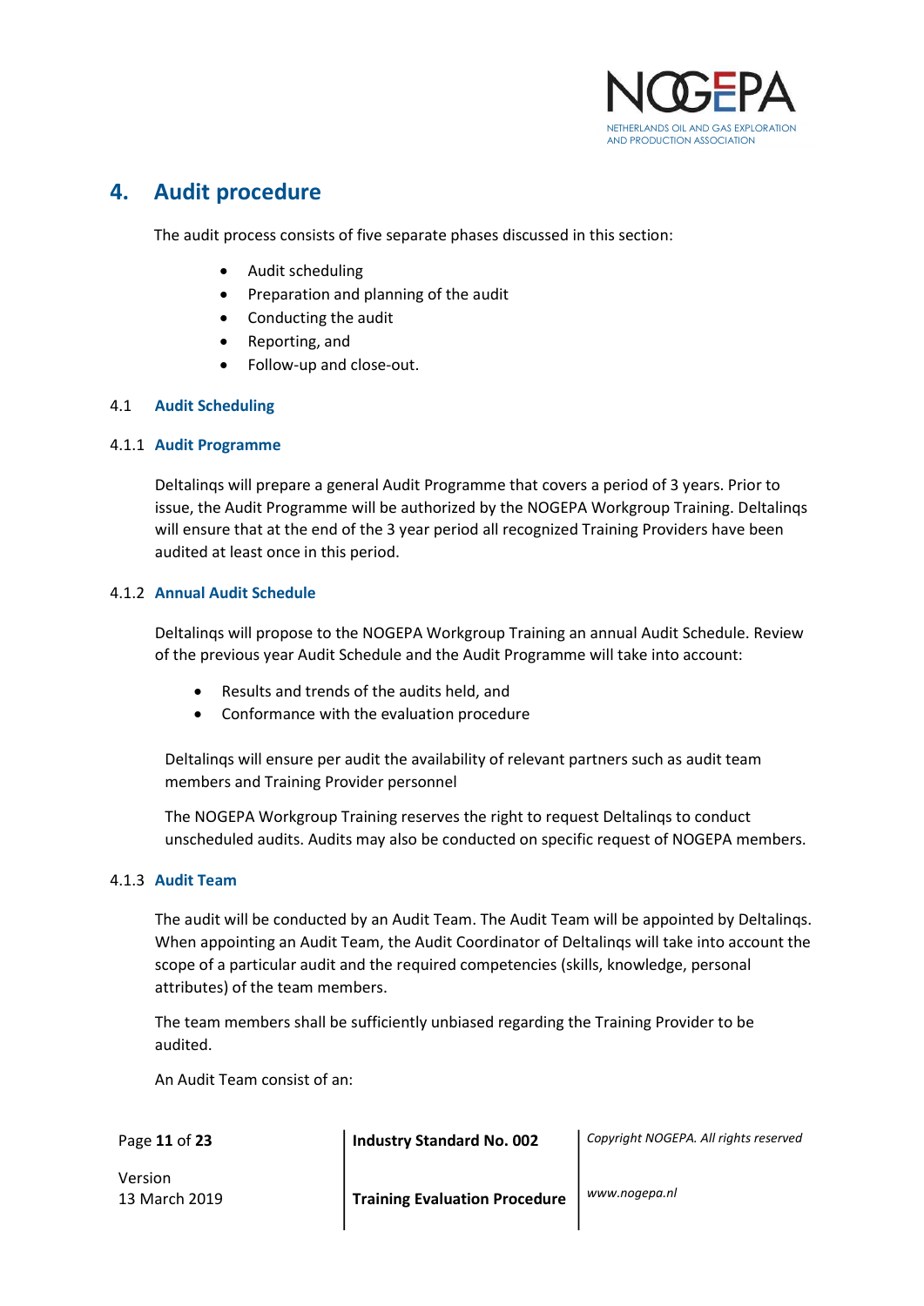# 4. Audit procedure

The audit process consists of five separate phases discussed in this section:

- Audit scheduling
- Preparation and planning of the audit
- Conducting the audit
- Reporting, and
- Follow-up and close-out.

## 4.1 Audit Scheduling

### 4.1.1 Audit Programme

Deltalinqs will prepare a general Audit Programme that covers a period of 3 years. Prior to issue, the Audit Programme will be authorized by the NOGEPA Workgroup Training. Deltalinqs will ensure that at the end of the 3 year period all recognized Training Providers have been audited at least once in this period.

### 4.1.2 Annual Audit Schedule

Deltalinqs will propose to the NOGEPA Workgroup Training an annual Audit Schedule. Review of the previous year Audit Schedule and the Audit Programme will take into account:

- Results and trends of the audits held, and
- Conformance with the evaluation procedure

Deltalinqs will ensure per audit the availability of relevant partners such as audit team members and Training Provider personnel

The NOGEPA Workgroup Training reserves the right to request Deltalinqs to conduct unscheduled audits. Audits may also be conducted on specific request of NOGEPA members.

### 4.1.3 Audit Team

The audit will be conducted by an Audit Team. The Audit Team will be appointed by Deltalinqs. When appointing an Audit Team, the Audit Coordinator of Deltalinqs will take into account the scope of a particular audit and the required competencies (skills, knowledge, personal attributes) of the team members.

The team members shall be sufficiently unbiased regarding the Training Provider to be audited.

An Audit Team consist of an: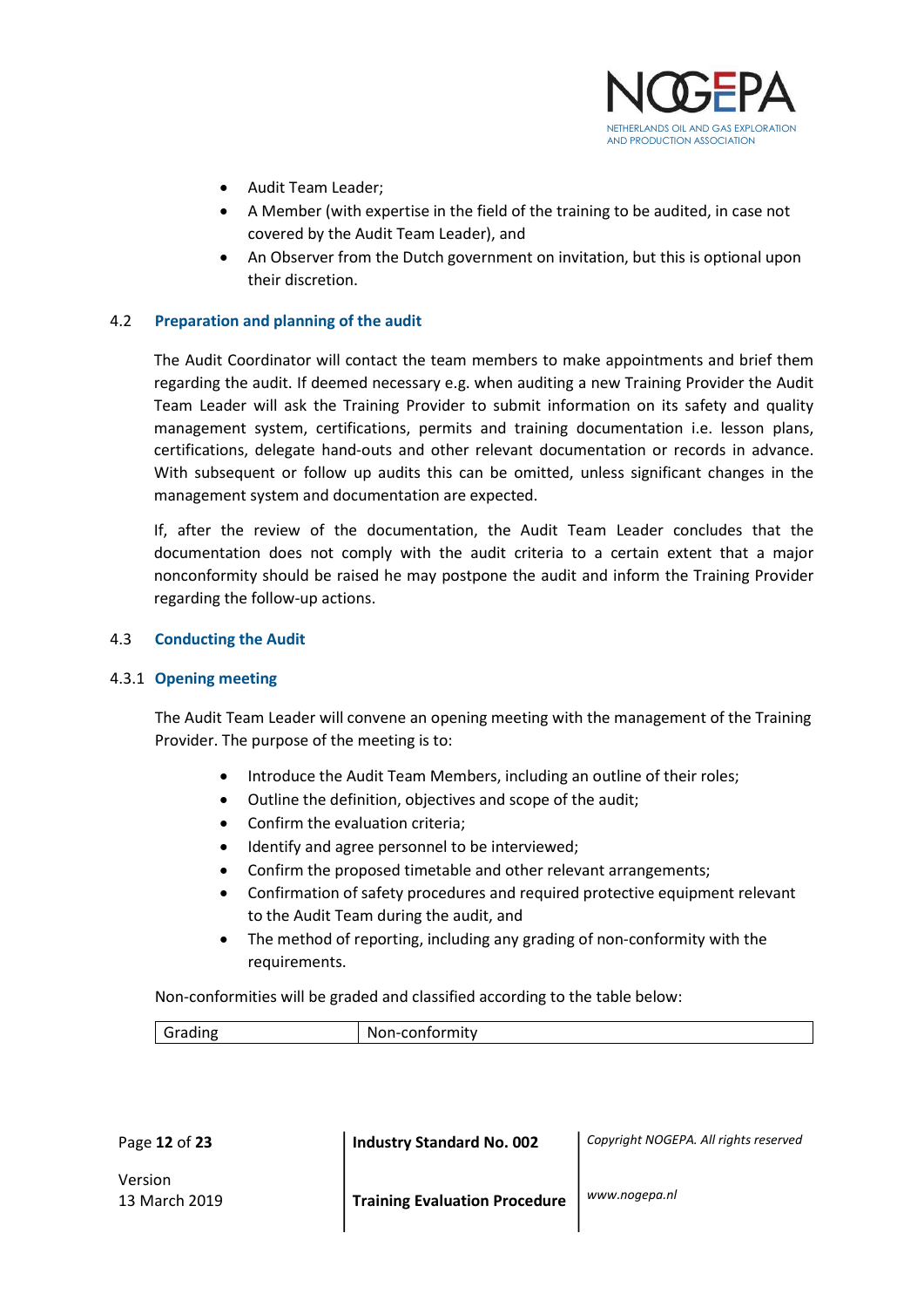- Audit Team Leader;
- A Member (with expertise in the field of the training to be audited, in case not covered by the Audit Team Leader), and
- An Observer from the Dutch government on invitation, but this is optional upon their discretion.

### 4.2 Preparation and planning of the audit

The Audit Coordinator will contact the team members to make appointments and brief them regarding the audit. If deemed necessary e.g. when auditing a new Training Provider the Audit Team Leader will ask the Training Provider to submit information on its safety and quality management system, certifications, permits and training documentation i.e. lesson plans, certifications, delegate hand-outs and other relevant documentation or records in advance. With subsequent or follow up audits this can be omitted, unless significant changes in the management system and documentation are expected.

If, after the review of the documentation, the Audit Team Leader concludes that the documentation does not comply with the audit criteria to a certain extent that a major nonconformity should be raised he may postpone the audit and inform the Training Provider regarding the follow-up actions.

### 4.3 Conducting the Audit

#### 4.3.1 Opening meeting

The Audit Team Leader will convene an opening meeting with the management of the Training Provider. The purpose of the meeting is to:

- Introduce the Audit Team Members, including an outline of their roles;
- Outline the definition, objectives and scope of the audit;
- Confirm the evaluation criteria;
- Identify and agree personnel to be interviewed;
- Confirm the proposed timetable and other relevant arrangements;
- Confirmation of safety procedures and required protective equipment relevant to the Audit Team during the audit, and
- The method of reporting, including any grading of non-conformity with the requirements.

Non-conformities will be graded and classified according to the table below:

| Grading | Non-conformity |
|---|---|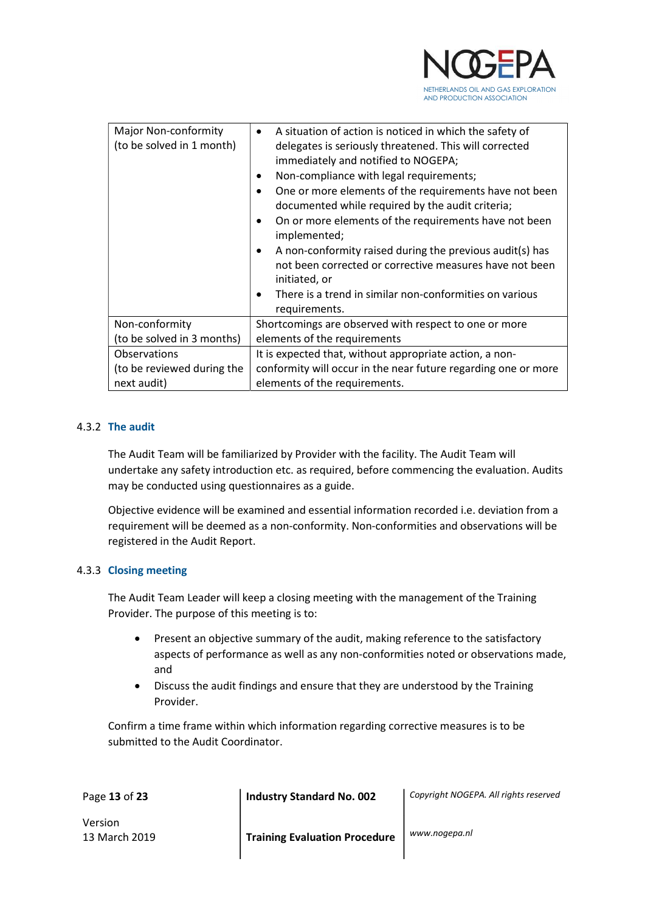| Major Non-conformity (to be solved in 1 month) | • A situation of action is noticed in which the safety of delegates is seriously threatened. This will corrected immediately and notified to NOGEPA;<br>• Non-compliance with legal requirements;<br>• One or more elements of the requirements have not been documented while required by the audit criteria;<br>• On or more elements of the requirements have not been implemented;<br>• A non-conformity raised during the previous audit(s) has not been corrected or corrective measures have not been initiated, or<br>• There is a trend in similar non-conformities on various requirements. |
|---|---|
| Non-conformity (to be solved in 3 months) | Shortcomings are observed with respect to one or more elements of the requirements |
| Observations (to be reviewed during the next audit) | It is expected that, without appropriate action, a non-conformity will occur in the near future regarding one or more elements of the requirements. |

### 4.3.2 The audit

The Audit Team will be familiarized by Provider with the facility. The Audit Team will undertake any safety introduction etc. as required, before commencing the evaluation. Audits may be conducted using questionnaires as a guide.

Objective evidence will be examined and essential information recorded i.e. deviation from a requirement will be deemed as a non-conformity. Non-conformities and observations will be registered in the Audit Report.

### 4.3.3 Closing meeting

The Audit Team Leader will keep a closing meeting with the management of the Training Provider. The purpose of this meeting is to:

- Present an objective summary of the audit, making reference to the satisfactory aspects of performance as well as any non-conformities noted or observations made, and
- Discuss the audit findings and ensure that they are understood by the Training Provider.

Confirm a time frame within which information regarding corrective measures is to be submitted to the Audit Coordinator.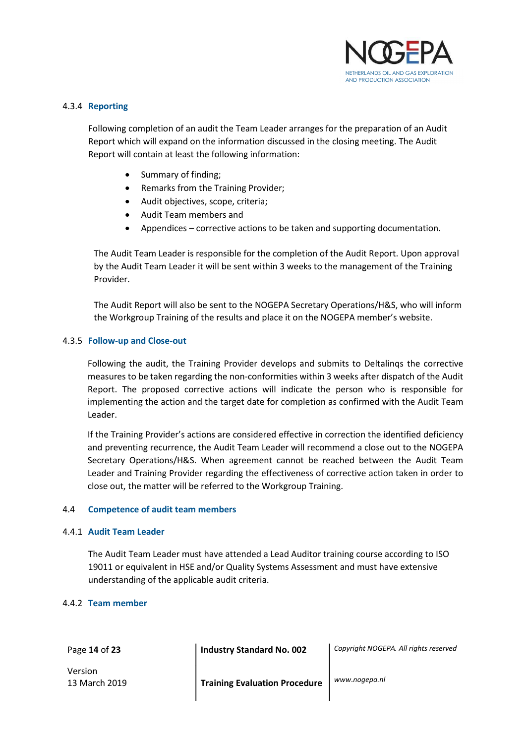#### 4.3.4 Reporting

Following completion of an audit the Team Leader arranges for the preparation of an Audit Report which will expand on the information discussed in the closing meeting. The Audit Report will contain at least the following information:

- Summary of finding;
- Remarks from the Training Provider;
- Audit objectives, scope, criteria;
- Audit Team members and
- Appendices – corrective actions to be taken and supporting documentation.

The Audit Team Leader is responsible for the completion of the Audit Report. Upon approval by the Audit Team Leader it will be sent within 3 weeks to the management of the Training Provider.

The Audit Report will also be sent to the NOGEPA Secretary Operations/H&S, who will inform the Workgroup Training of the results and place it on the NOGEPA member's website.

#### 4.3.5 Follow-up and Close-out

Following the audit, the Training Provider develops and submits to Deltalinqs the corrective measures to be taken regarding the non-conformities within 3 weeks after dispatch of the Audit Report. The proposed corrective actions will indicate the person who is responsible for implementing the action and the target date for completion as confirmed with the Audit Team Leader.

If the Training Provider's actions are considered effective in correction the identified deficiency and preventing recurrence, the Audit Team Leader will recommend a close out to the NOGEPA Secretary Operations/H&S. When agreement cannot be reached between the Audit Team Leader and Training Provider regarding the effectiveness of corrective action taken in order to close out, the matter will be referred to the Workgroup Training.

### 4.4 Competence of audit team members

#### 4.4.1 Audit Team Leader

The Audit Team Leader must have attended a Lead Auditor training course according to ISO 19011 or equivalent in HSE and/or Quality Systems Assessment and must have extensive understanding of the applicable audit criteria.

#### 4.4.2 Team member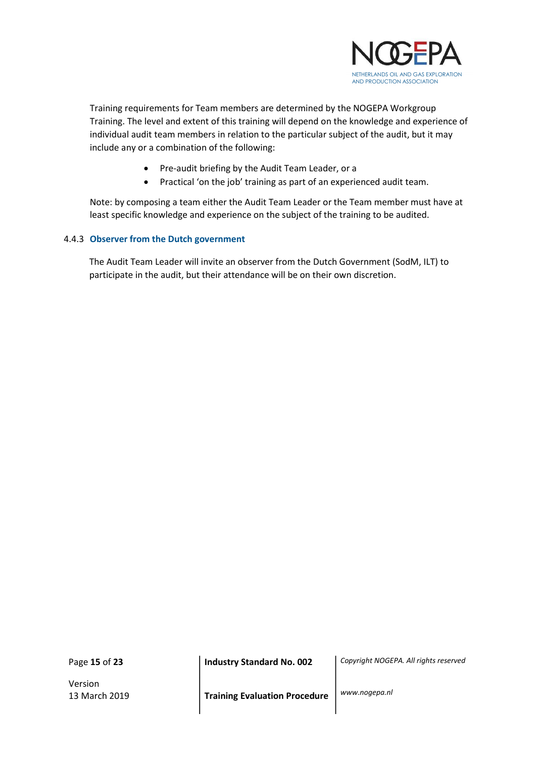Training requirements for Team members are determined by the NOGEPA Workgroup Training. The level and extent of this training will depend on the knowledge and experience of individual audit team members in relation to the particular subject of the audit, but it may include any or a combination of the following:

- Pre-audit briefing by the Audit Team Leader, or a
- Practical 'on the job' training as part of an experienced audit team.

Note: by composing a team either the Audit Team Leader or the Team member must have at least specific knowledge and experience on the subject of the training to be audited.

### 4.4.3 Observer from the Dutch government

The Audit Team Leader will invite an observer from the Dutch Government (SodM, ILT) to participate in the audit, but their attendance will be on their own discretion.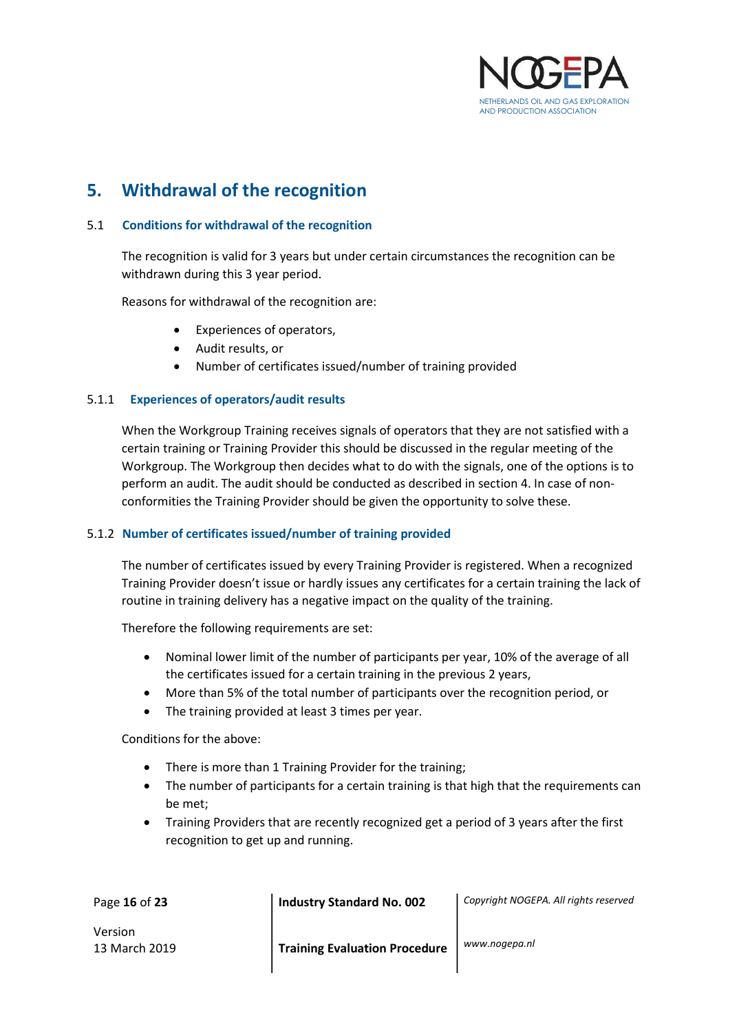# 5. Withdrawal of the recognition

## 5.1 Conditions for withdrawal of the recognition

The recognition is valid for 3 years but under certain circumstances the recognition can be withdrawn during this 3 year period.

Reasons for withdrawal of the recognition are:

- Experiences of operators,
- Audit results, or
- Number of certificates issued/number of training provided

### 5.1.1 Experiences of operators/audit results

When the Workgroup Training receives signals of operators that they are not satisfied with a certain training or Training Provider this should be discussed in the regular meeting of the Workgroup. The Workgroup then decides what to do with the signals, one of the options is to perform an audit. The audit should be conducted as described in section 4. In case of non-conformities the Training Provider should be given the opportunity to solve these.

### 5.1.2 Number of certificates issued/number of training provided

The number of certificates issued by every Training Provider is registered. When a recognized Training Provider doesn't issue or hardly issues any certificates for a certain training the lack of routine in training delivery has a negative impact on the quality of the training.

Therefore the following requirements are set:

- Nominal lower limit of the number of participants per year, 10% of the average of all the certificates issued for a certain training in the previous 2 years,
- More than 5% of the total number of participants over the recognition period, or
- The training provided at least 3 times per year.

Conditions for the above:

- There is more than 1 Training Provider for the training;
- The number of participants for a certain training is that high that the requirements can be met;
- Training Providers that are recently recognized get a period of 3 years after the first recognition to get up and running.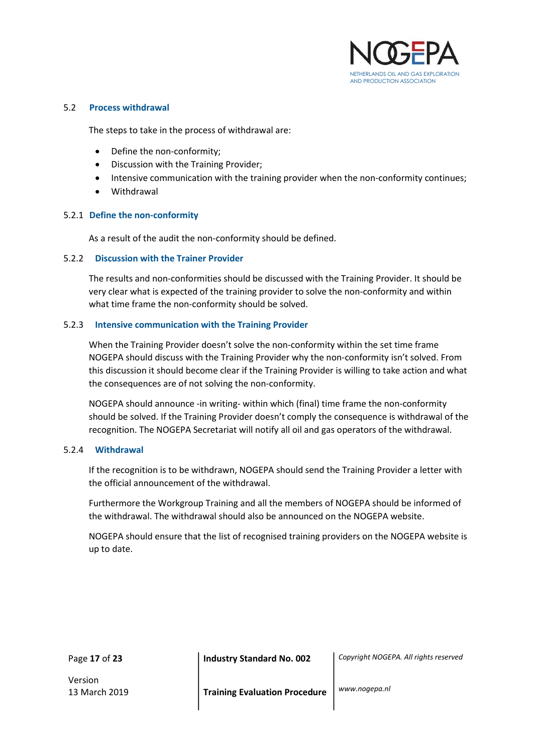### 5.2 Process withdrawal

The steps to take in the process of withdrawal are:

- Define the non-conformity;
- Discussion with the Training Provider;
- Intensive communication with the training provider when the non-conformity continues;
- Withdrawal

#### 5.2.1 Define the non-conformity

As a result of the audit the non-conformity should be defined.

#### 5.2.2 Discussion with the Trainer Provider

The results and non-conformities should be discussed with the Training Provider. It should be very clear what is expected of the training provider to solve the non-conformity and within what time frame the non-conformity should be solved.

#### 5.2.3 Intensive communication with the Training Provider

When the Training Provider doesn't solve the non-conformity within the set time frame NOGEPA should discuss with the Training Provider why the non-conformity isn't solved. From this discussion it should become clear if the Training Provider is willing to take action and what the consequences are of not solving the non-conformity.

NOGEPA should announce -in writing- within which (final) time frame the non-conformity should be solved. If the Training Provider doesn't comply the consequence is withdrawal of the recognition. The NOGEPA Secretariat will notify all oil and gas operators of the withdrawal.

#### 5.2.4 Withdrawal

If the recognition is to be withdrawn, NOGEPA should send the Training Provider a letter with the official announcement of the withdrawal.

Furthermore the Workgroup Training and all the members of NOGEPA should be informed of the withdrawal. The withdrawal should also be announced on the NOGEPA website.

NOGEPA should ensure that the list of recognised training providers on the NOGEPA website is up to date.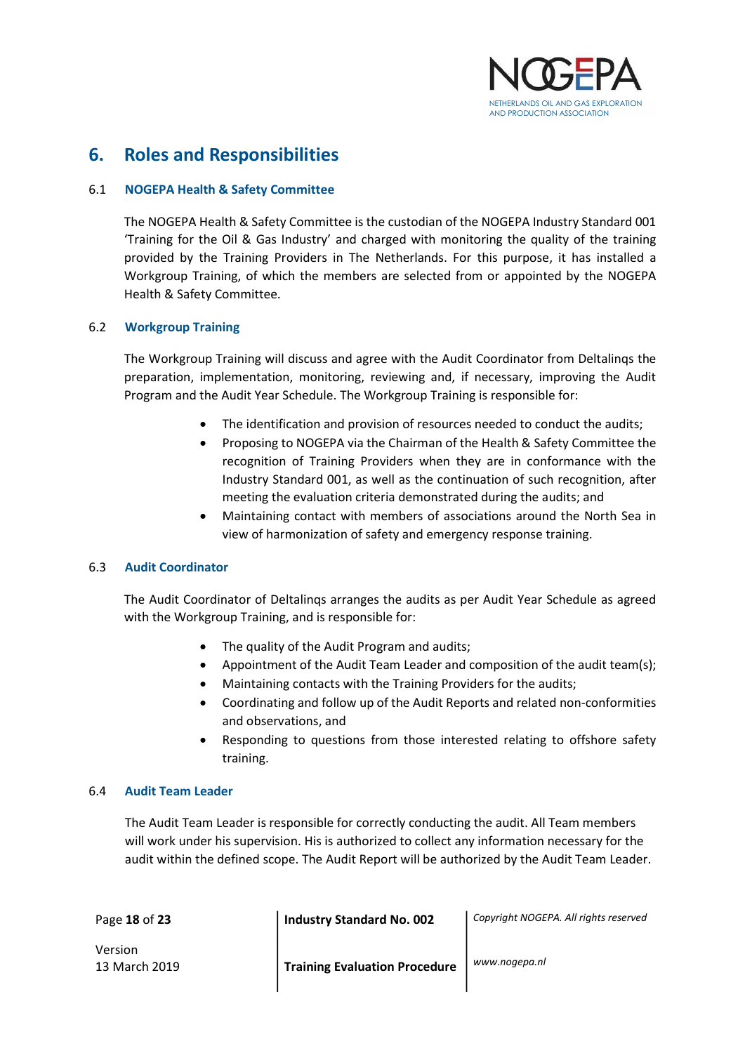# 6. Roles and Responsibilities

## 6.1 NOGEPA Health & Safety Committee

The NOGEPA Health & Safety Committee is the custodian of the NOGEPA Industry Standard 001 'Training for the Oil & Gas Industry' and charged with monitoring the quality of the training provided by the Training Providers in The Netherlands. For this purpose, it has installed a Workgroup Training, of which the members are selected from or appointed by the NOGEPA Health & Safety Committee.

## 6.2 Workgroup Training

The Workgroup Training will discuss and agree with the Audit Coordinator from Deltalinqs the preparation, implementation, monitoring, reviewing and, if necessary, improving the Audit Program and the Audit Year Schedule. The Workgroup Training is responsible for:

- The identification and provision of resources needed to conduct the audits;
- Proposing to NOGEPA via the Chairman of the Health & Safety Committee the recognition of Training Providers when they are in conformance with the Industry Standard 001, as well as the continuation of such recognition, after meeting the evaluation criteria demonstrated during the audits; and
- Maintaining contact with members of associations around the North Sea in view of harmonization of safety and emergency response training.

## 6.3 Audit Coordinator

The Audit Coordinator of Deltalinqs arranges the audits as per Audit Year Schedule as agreed with the Workgroup Training, and is responsible for:

- The quality of the Audit Program and audits;
- Appointment of the Audit Team Leader and composition of the audit team(s);
- Maintaining contacts with the Training Providers for the audits;
- Coordinating and follow up of the Audit Reports and related non-conformities and observations, and
- Responding to questions from those interested relating to offshore safety training.

## 6.4 Audit Team Leader

The Audit Team Leader is responsible for correctly conducting the audit. All Team members will work under his supervision. His is authorized to collect any information necessary for the audit within the defined scope. The Audit Report will be authorized by the Audit Team Leader.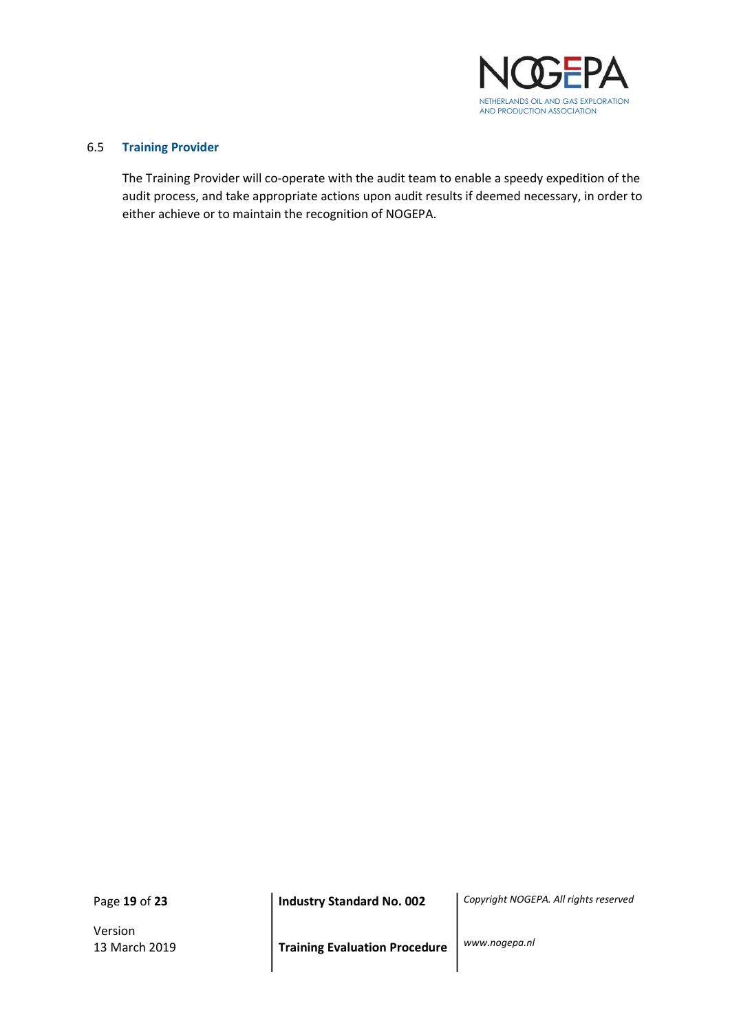### 6.5 Training Provider

The Training Provider will co-operate with the audit team to enable a speedy expedition of the audit process, and take appropriate actions upon audit results if deemed necessary, in order to either achieve or to maintain the recognition of NOGEPA.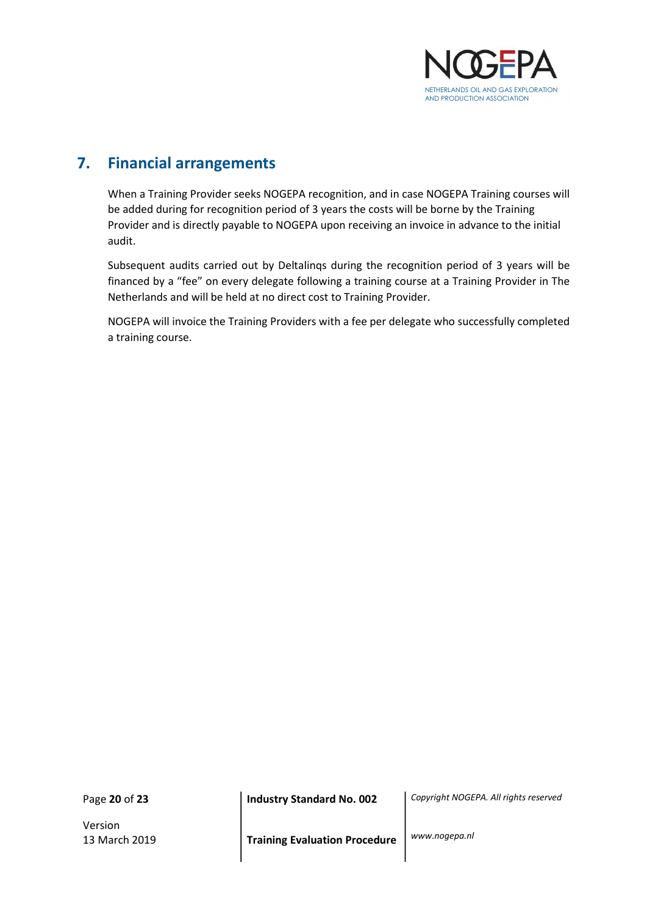## 7. Financial arrangements

When a Training Provider seeks NOGEPA recognition, and in case NOGEPA Training courses will be added during for recognition period of 3 years the costs will be borne by the Training Provider and is directly payable to NOGEPA upon receiving an invoice in advance to the initial audit.

Subsequent audits carried out by Deltalinqs during the recognition period of 3 years will be financed by a "fee" on every delegate following a training course at a Training Provider in The Netherlands and will be held at no direct cost to Training Provider.

NOGEPA will invoice the Training Providers with a fee per delegate who successfully completed a training course.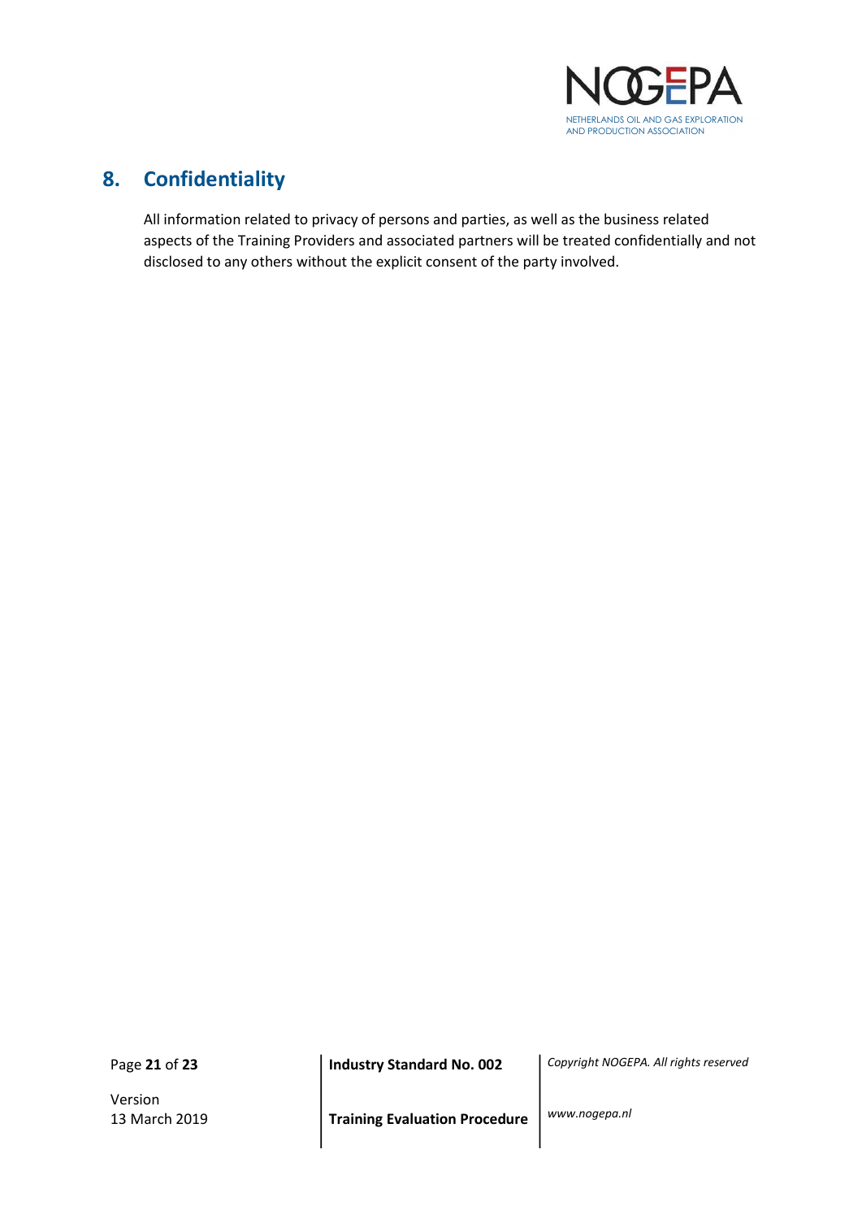## 8. Confidentiality

All information related to privacy of persons and parties, as well as the business related aspects of the Training Providers and associated partners will be treated confidentially and not disclosed to any others without the explicit consent of the party involved.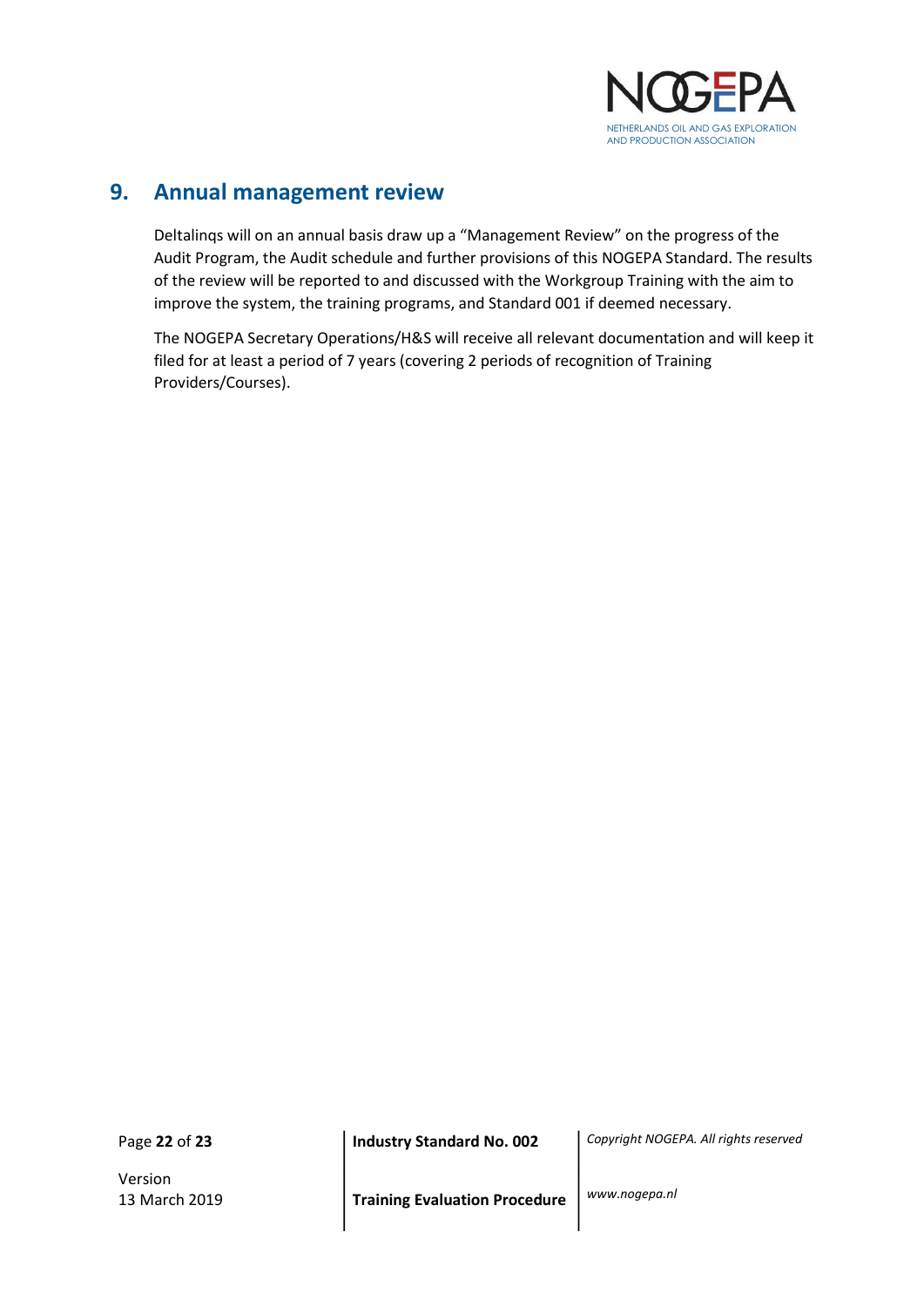## 9. Annual management review

Deltalinqs will on an annual basis draw up a “Management Review” on the progress of the Audit Program, the Audit schedule and further provisions of this NOGEPA Standard. The results of the review will be reported to and discussed with the Workgroup Training with the aim to improve the system, the training programs, and Standard 001 if deemed necessary.

The NOGEPA Secretary Operations/H&S will receive all relevant documentation and will keep it filed for at least a period of 7 years (covering 2 periods of recognition of Training Providers/Courses).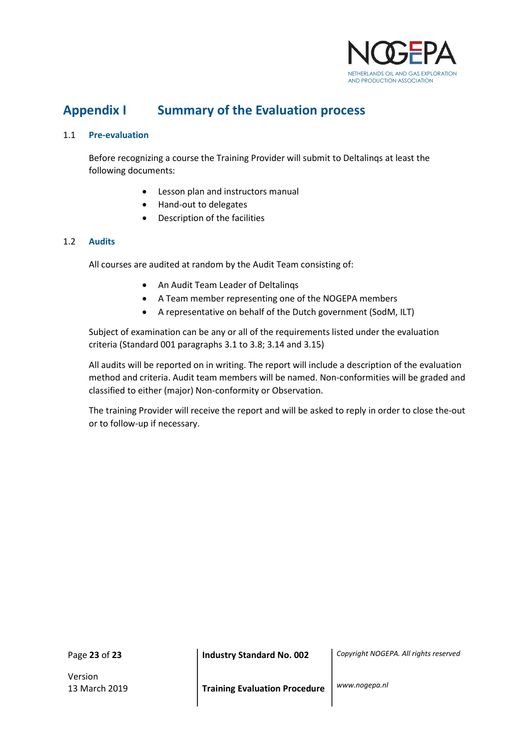# Appendix I Summary of the Evaluation process

## 1.1 Pre-evaluation

Before recognizing a course the Training Provider will submit to Deltalinqs at least the following documents:

- Lesson plan and instructors manual
- Hand-out to delegates
- Description of the facilities

## 1.2 Audits

All courses are audited at random by the Audit Team consisting of:

- An Audit Team Leader of Deltalinqs
- A Team member representing one of the NOGEPA members
- A representative on behalf of the Dutch government (SodM, ILT)

Subject of examination can be any or all of the requirements listed under the evaluation criteria (Standard 001 paragraphs 3.1 to 3.8; 3.14 and 3.15)

All audits will be reported on in writing. The report will include a description of the evaluation method and criteria. Audit team members will be named. Non-conformities will be graded and classified to either (major) Non-conformity or Observation.

The training Provider will receive the report and will be asked to reply in order to close the-out or to follow-up if necessary.